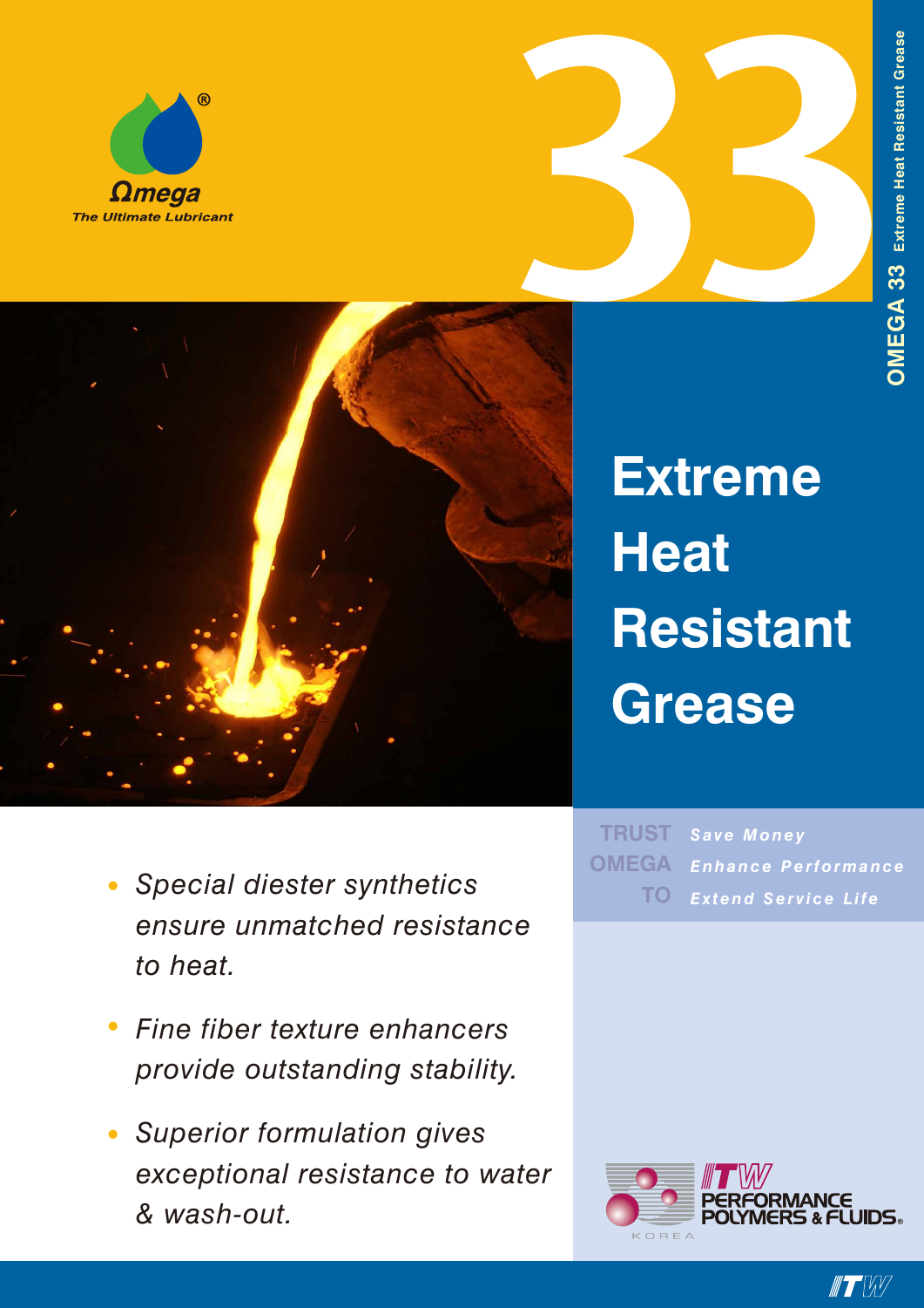Ωmega®

The Ultimate Lubricant

33

OMEGA 33 Extreme Heat Resistant Grease

# Extreme Heat Resistant Grease

- *Special diester synthetics ensure unmatched resistance to heat.*
- *Fine fiber texture enhancers provide outstanding stability.*
- *Superior formulation gives exceptional resistance to water & wash-out.*

**TRUST OMEGA TO**

*Save Money*

*Enhance Performance*

*Extend Service Life*

ITW PERFORMANCE POLYMERS & FLUIDS®

KOREA

ITW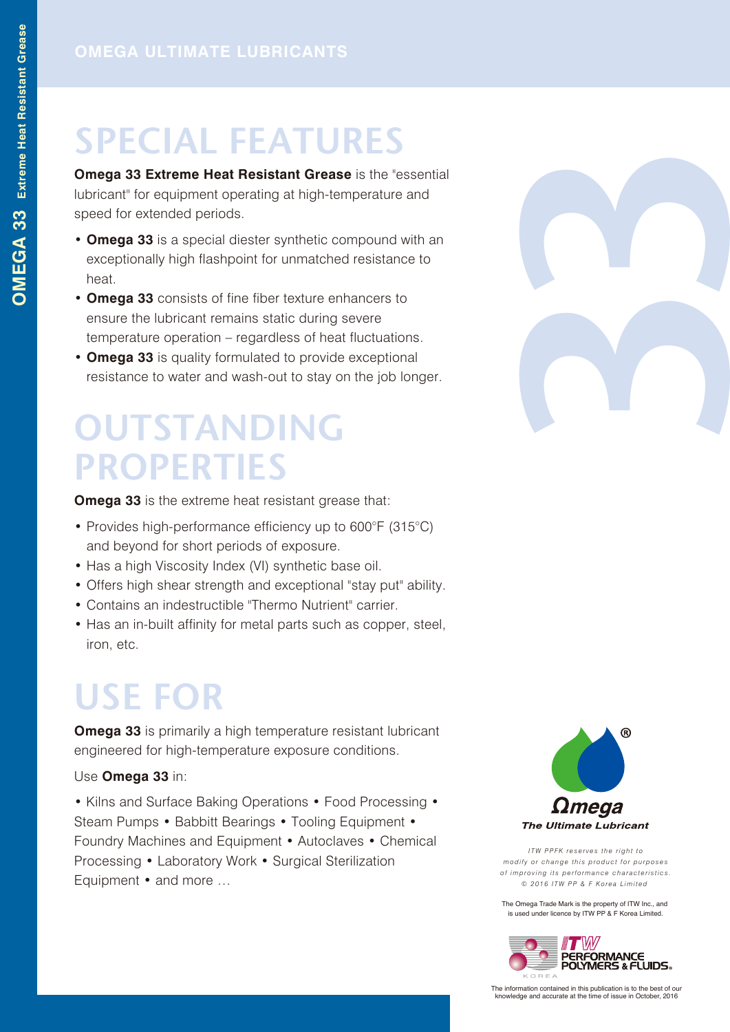# SPECIAL FEATURES

**Omega 33 Extreme Heat Resistant Grease** is the "essential lubricant" for equipment operating at high-temperature and speed for extended periods.

- **Omega 33** is a special diester synthetic compound with an exceptionally high flashpoint for unmatched resistance to heat.
- **Omega 33** consists of fine fiber texture enhancers to ensure the lubricant remains static during severe temperature operation – regardless of heat fluctuations.
- **Omega 33** is quality formulated to provide exceptional resistance to water and wash-out to stay on the job longer.

# OUTSTANDING PROPERTIES

**Omega 33** is the extreme heat resistant grease that:

- Provides high-performance efficiency up to 600°F (315°C) and beyond for short periods of exposure.
- Has a high Viscosity Index (VI) synthetic base oil.
- Offers high shear strength and exceptional "stay put" ability.
- Contains an indestructible "Thermo Nutrient" carrier.
- Has an in-built affinity for metal parts such as copper, steel, iron, etc.

# USE FOR

**Omega 33** is primarily a high temperature resistant lubricant engineered for high-temperature exposure conditions.

Use **Omega 33** in:

• Kilns and Surface Baking Operations • Food Processing • Steam Pumps • Babbitt Bearings • Tooling Equipment • Foundry Machines and Equipment • Autoclaves • Chemical Processing • Laboratory Work • Surgical Sterilization Equipment • and more …

Ωmega®
*The Ultimate Lubricant*

*ITW PPFK reserves the right to modify or change this product for purposes of improving its performance characteristics.*
*© 2016 ITW PP & F Korea Limited*

The Omega Trade Mark is the property of ITW Inc., and is used under licence by ITW PP & F Korea Limited.

ITW PERFORMANCE POLYMERS & FLUIDS. KOREA

The information contained in this publication is to the best of our knowledge and accurate at the time of issue in October, 2016